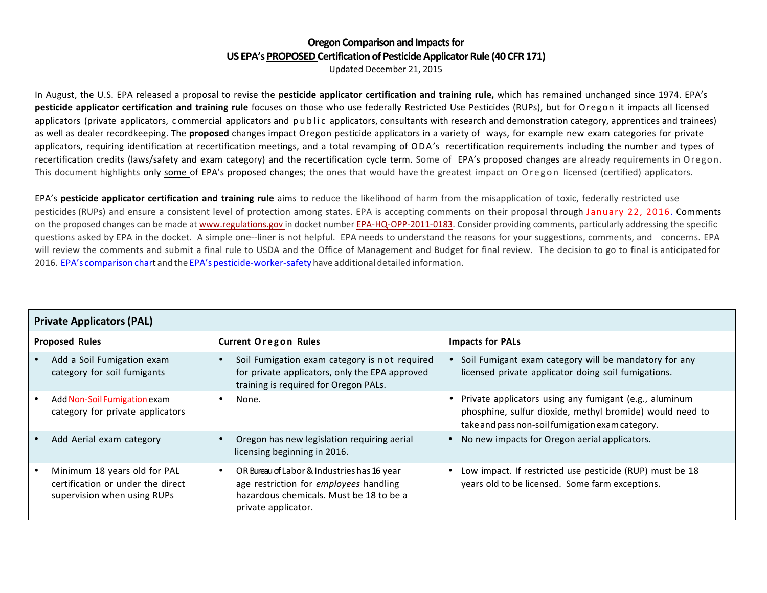# Oregon Comparison and Impacts for US EPA's PROPOSED Certification of Pesticide Applicator Rule (40 CFR 171)

Updated December 21, 2015

In August, the U.S. EPA released a proposal to revise the **pesticide applicator certification and training rule,** which has remained unchanged since 1974. EPA's **pesticide applicator certification and training rule** focuses on those who use federally Restricted Use Pesticides (RUPs), but for Oregon it impacts all licensed applicators (private applicators, commercial applicators and public applicators, consultants with research and demonstration category, apprentices and trainees) as well as dealer recordkeeping. The **proposed** changes impact Oregon pesticide applicators in a variety of ways, for example new exam categories for private applicators, requiring identification at recertification meetings, and a total revamping of ODA's recertification requirements including the number and types of recertification credits (laws/safety and exam category) and the recertification cycle term. Some of EPA's proposed changes are already requirements in Oregon. This document highlights only some of EPA's proposed changes; the ones that would have the greatest impact on Oregon licensed (certified) applicators.

EPA's **pesticide applicator certification and training rule** aims to reduce the likelihood of harm from the misapplication of toxic, federally restricted use pesticides (RUPs) and ensure a consistent level of protection among states. EPA is accepting comments on their proposal through January 22, 2016. Comments on the proposed changes can be made at www.regulations.gov in docket number EPA-HQ-OPP-2011-0183. Consider providing comments, particularly addressing the specific questions asked by EPA in the docket. A simple one--liner is not helpful. EPA needs to understand the reasons for your suggestions, comments, and concerns. EPA will review the comments and submit a final rule to USDA and the Office of Management and Budget for final review. The decision to go to final is anticipated for 2016. EPA's comparison chart and the EPA's pesticide-worker-safety have additional detailed information.

| **Private Applicators (PAL)** | | |
|---|---|---|
| **Proposed Rules** | **Current Oregon Rules** | **Impacts for PALs** |
| • Add a Soil Fumigation exam category for soil fumigants | • Soil Fumigation exam category is not required for private applicators, only the EPA approved training is required for Oregon PALs. | • Soil Fumigant exam category will be mandatory for any licensed private applicator doing soil fumigations. |
| • Add Non-Soil Fumigation exam category for private applicators | • None. | • Private applicators using any fumigant (e.g., aluminum phosphine, sulfur dioxide, methyl bromide) would need to take and pass non-soil fumigation exam category. |
| • Add Aerial exam category | • Oregon has new legislation requiring aerial licensing beginning in 2016. | • No new impacts for Oregon aerial applicators. |
| • Minimum 18 years old for PAL certification or under the direct supervision when using RUPs | • OR Bureau of Labor & Industries has 16 year age restriction for *employees* handling hazardous chemicals. Must be 18 to be a private applicator. | • Low impact. If restricted use pesticide (RUP) must be 18 years old to be licensed. Some farm exceptions. |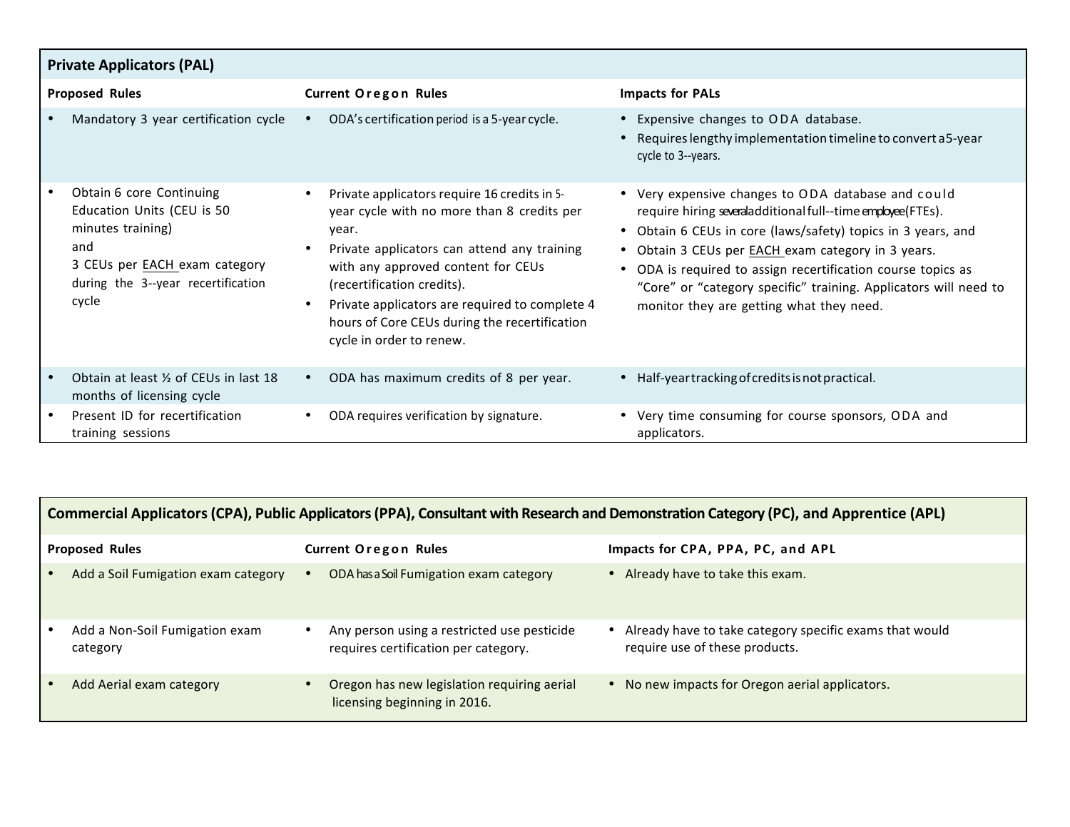**Private Applicators (PAL)**

| Proposed Rules | Current Oregon Rules | Impacts for PALs |
|---|---|---|
| • Mandatory 3 year certification cycle | • ODA's certification period is a 5-year cycle. | • Expensive changes to ODA database.<br>• Requires lengthy implementation timeline to convert a 5-year cycle to 3--years. |
| • Obtain 6 core Continuing Education Units (CEU is 50 minutes training) and 3 CEUs per EACH exam category during the 3--year recertification cycle | • Private applicators require 16 credits in 5-year cycle with no more than 8 credits per year.<br>• Private applicators can attend any training with any approved content for CEUs (recertification credits).<br>• Private applicators are required to complete 4 hours of Core CEUs during the recertification cycle in order to renew. | • Very expensive changes to ODA database and could require hiring several additional full--time employee (FTEs).<br>• Obtain 6 CEUs in core (laws/safety) topics in 3 years, and<br>• Obtain 3 CEUs per EACH exam category in 3 years.<br>• ODA is required to assign recertification course topics as "Core" or "category specific" training. Applicators will need to monitor they are getting what they need. |
| • Obtain at least ½ of CEUs in last 18 months of licensing cycle | • ODA has maximum credits of 8 per year. | • Half-year tracking of credits is not practical. |
| • Present ID for recertification training sessions | • ODA requires verification by signature. | • Very time consuming for course sponsors, ODA and applicators. |

**Commercial Applicators (CPA), Public Applicators (PPA), Consultant with Research and Demonstration Category (PC), and Apprentice (APL)**

| Proposed Rules | Current Oregon Rules | Impacts for CPA, PPA, PC, and APL |
|---|---|---|
| • Add a Soil Fumigation exam category | • ODA has a Soil Fumigation exam category | • Already have to take this exam. |
| • Add a Non-Soil Fumigation exam category | • Any person using a restricted use pesticide requires certification per category. | • Already have to take category specific exams that would require use of these products. |
| • Add Aerial exam category | • Oregon has new legislation requiring aerial licensing beginning in 2016. | • No new impacts for Oregon aerial applicators. |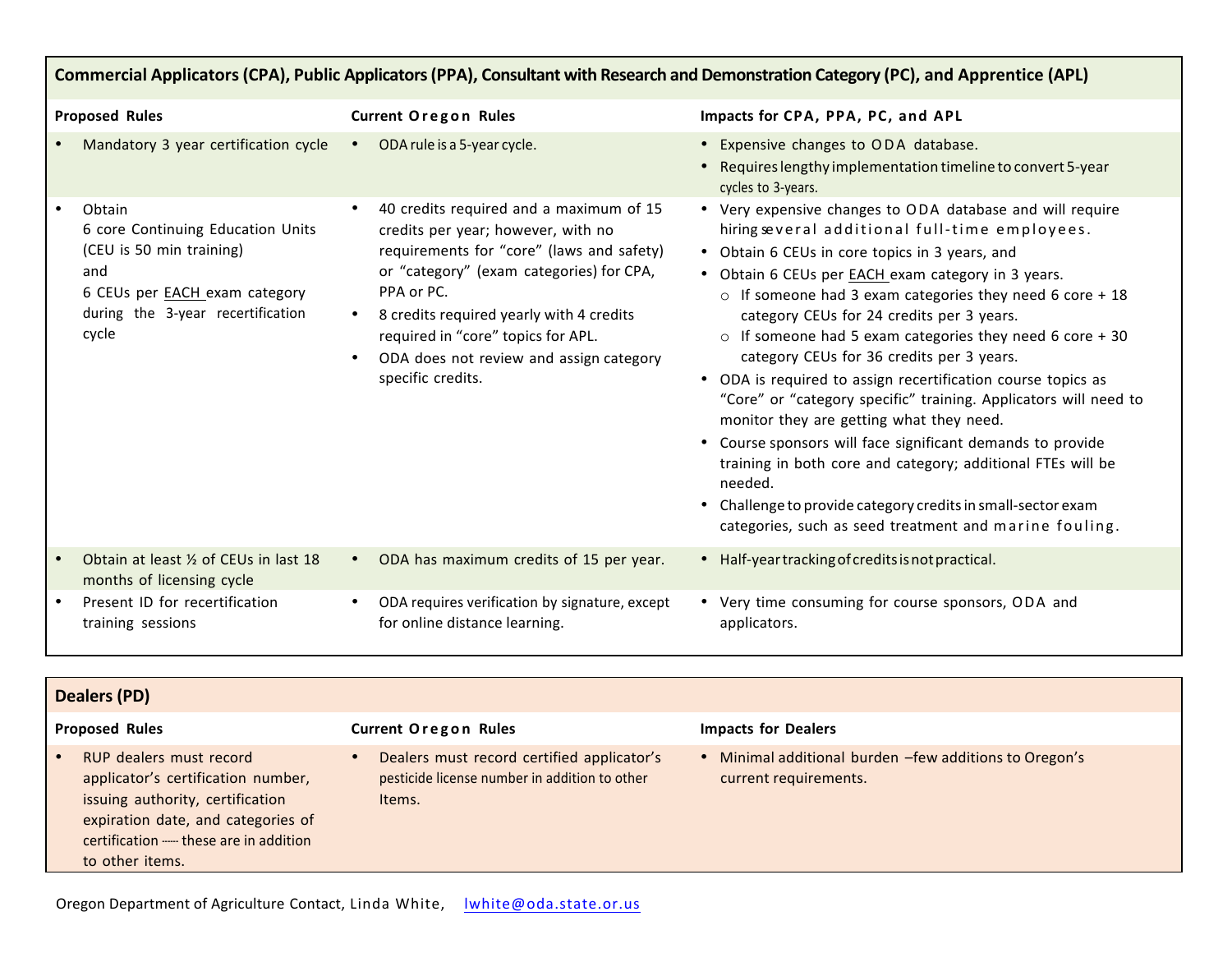## Commercial Applicators (CPA), Public Applicators (PPA), Consultant with Research and Demonstration Category (PC), and Apprentice (APL)

| Proposed Rules | Current Oregon Rules | Impacts for CPA, PPA, PC, and APL |
|---|---|---|
| • Mandatory 3 year certification cycle | • ODA rule is a 5-year cycle. | • Expensive changes to ODA database.<br>• Requires lengthy implementation timeline to convert 5-year cycles to 3-years. |
| • Obtain 6 core Continuing Education Units (CEU is 50 min training) and 6 CEUs per EACH exam category during the 3-year recertification cycle | • 40 credits required and a maximum of 15 credits per year; however, with no requirements for "core" (laws and safety) or "category" (exam categories) for CPA, PPA or PC.<br>• 8 credits required yearly with 4 credits required in "core" topics for APL.<br>• ODA does not review and assign category specific credits. | • Very expensive changes to ODA database and will require hiring several additional full-time employees.<br>• Obtain 6 CEUs in core topics in 3 years, and<br>• Obtain 6 CEUs per EACH exam category in 3 years.<br>  ○ If someone had 3 exam categories they need 6 core + 18 category CEUs for 24 credits per 3 years.<br>  ○ If someone had 5 exam categories they need 6 core + 30 category CEUs for 36 credits per 3 years.<br>• ODA is required to assign recertification course topics as "Core" or "category specific" training. Applicators will need to monitor they are getting what they need.<br>• Course sponsors will face significant demands to provide training in both core and category; additional FTEs will be needed.<br>• Challenge to provide category credits in small-sector exam categories, such as seed treatment and marine fouling. |
| • Obtain at least ½ of CEUs in last 18 months of licensing cycle | • ODA has maximum credits of 15 per year. | • Half-year tracking of credits is not practical. |
| • Present ID for recertification training sessions | • ODA requires verification by signature, except for online distance learning. | • Very time consuming for course sponsors, ODA and applicators. |

## Dealers (PD)

| Proposed Rules | Current Oregon Rules | Impacts for Dealers |
|---|---|---|
| • RUP dealers must record applicator's certification number, issuing authority, certification expiration date, and categories of certification ---- these are in addition to other items. | • Dealers must record certified applicator's pesticide license number in addition to other Items. | • Minimal additional burden –few additions to Oregon's current requirements. |

Oregon Department of Agriculture Contact, Linda White, lwhite@oda.state.or.us